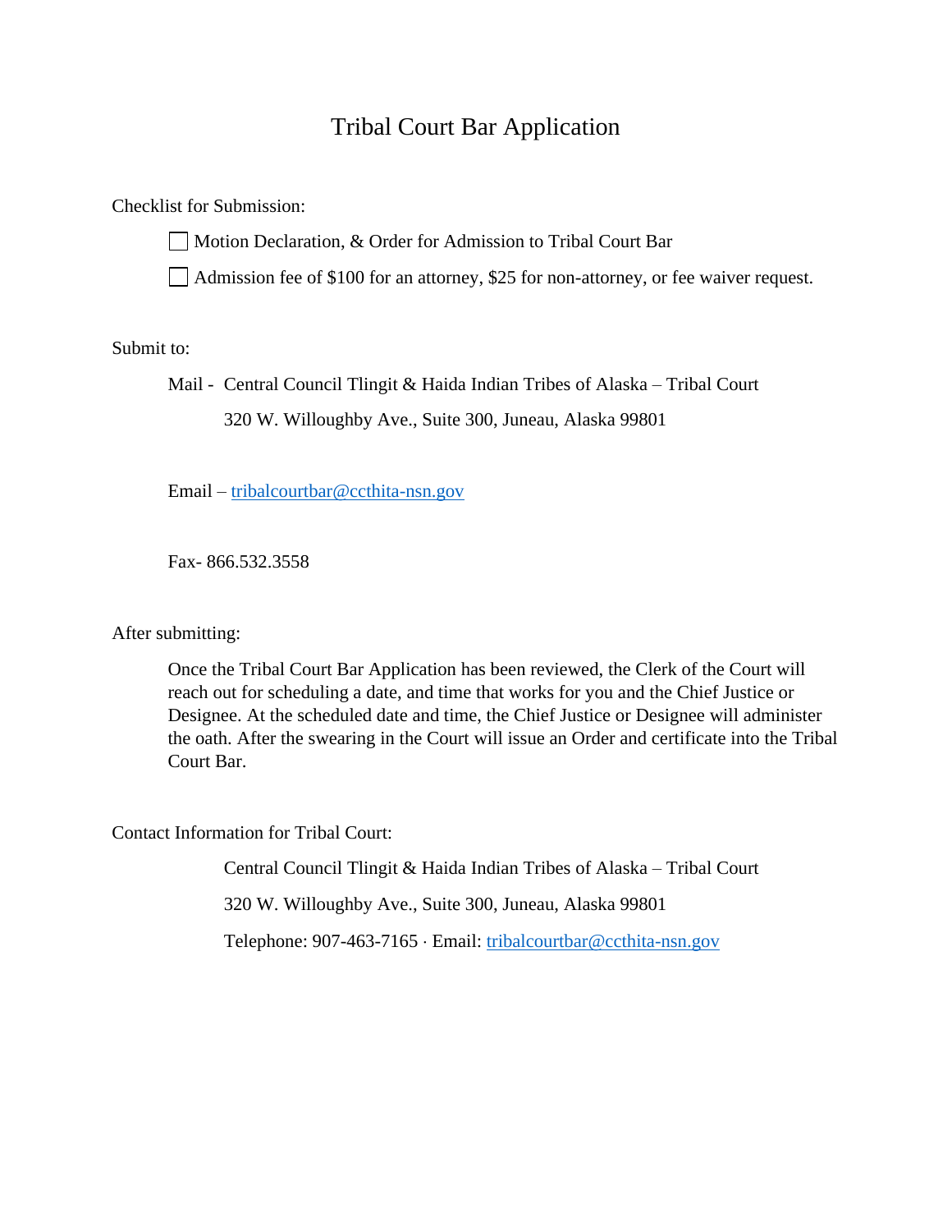# Tribal Court Bar Application

Checklist for Submission:

- ☐ Motion Declaration, & Order for Admission to Tribal Court Bar
- ☐ Admission fee of $100 for an attorney, $25 for non-attorney, or fee waiver request.

Submit to:

Mail - Central Council Tlingit & Haida Indian Tribes of Alaska – Tribal Court
320 W. Willoughby Ave., Suite 300, Juneau, Alaska 99801

Email – tribalcourtbar@ccthita-nsn.gov

Fax- 866.532.3558

After submitting:

Once the Tribal Court Bar Application has been reviewed, the Clerk of the Court will reach out for scheduling a date, and time that works for you and the Chief Justice or Designee. At the scheduled date and time, the Chief Justice or Designee will administer the oath. After the swearing in the Court will issue an Order and certificate into the Tribal Court Bar.

Contact Information for Tribal Court:

Central Council Tlingit & Haida Indian Tribes of Alaska – Tribal Court
320 W. Willoughby Ave., Suite 300, Juneau, Alaska 99801
Telephone: 907-463-7165 · Email: tribalcourtbar@ccthita-nsn.gov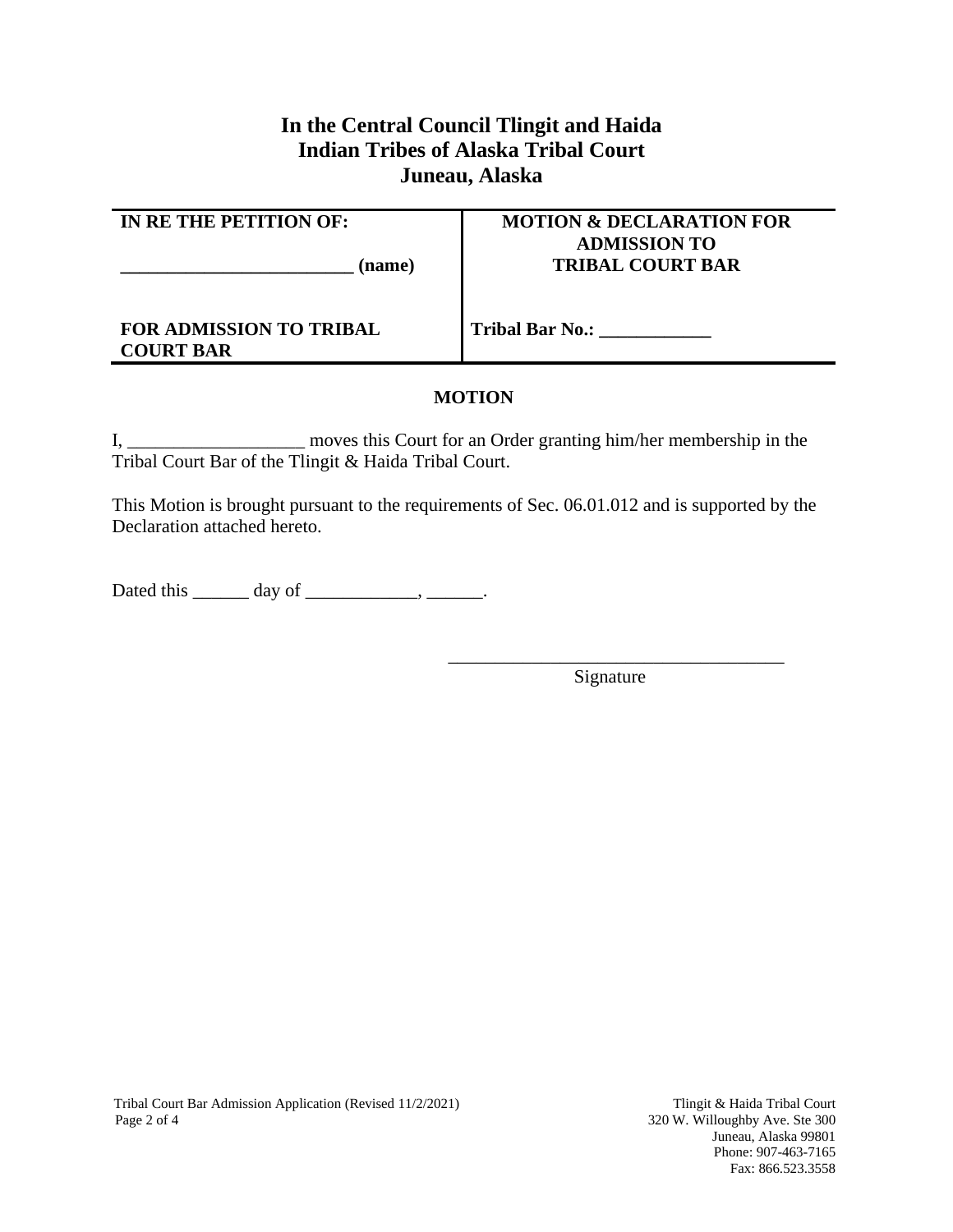# In the Central Council Tlingit and Haida Indian Tribes of Alaska Tribal Court Juneau, Alaska

| IN RE THE PETITION OF: <br><br> _________________________ (name) <br><br> FOR ADMISSION TO TRIBAL COURT BAR | MOTION & DECLARATION FOR ADMISSION TO TRIBAL COURT BAR <br><br> Tribal Bar No.: ____________ |
|---|---|

## MOTION

I, ___________________ moves this Court for an Order granting him/her membership in the Tribal Court Bar of the Tlingit & Haida Tribal Court.

This Motion is brought pursuant to the requirements of Sec. 06.01.012 and is supported by the Declaration attached hereto.

Dated this ______ day of ____________, ______.

____________________________________
Signature

Tribal Court Bar Admission Application (Revised 11/2/2021)

Tlingit & Haida Tribal Court
320 W. Willoughby Ave. Ste 300
Juneau, Alaska 99801
Phone: 907-463-7165
Fax: 866.523.3558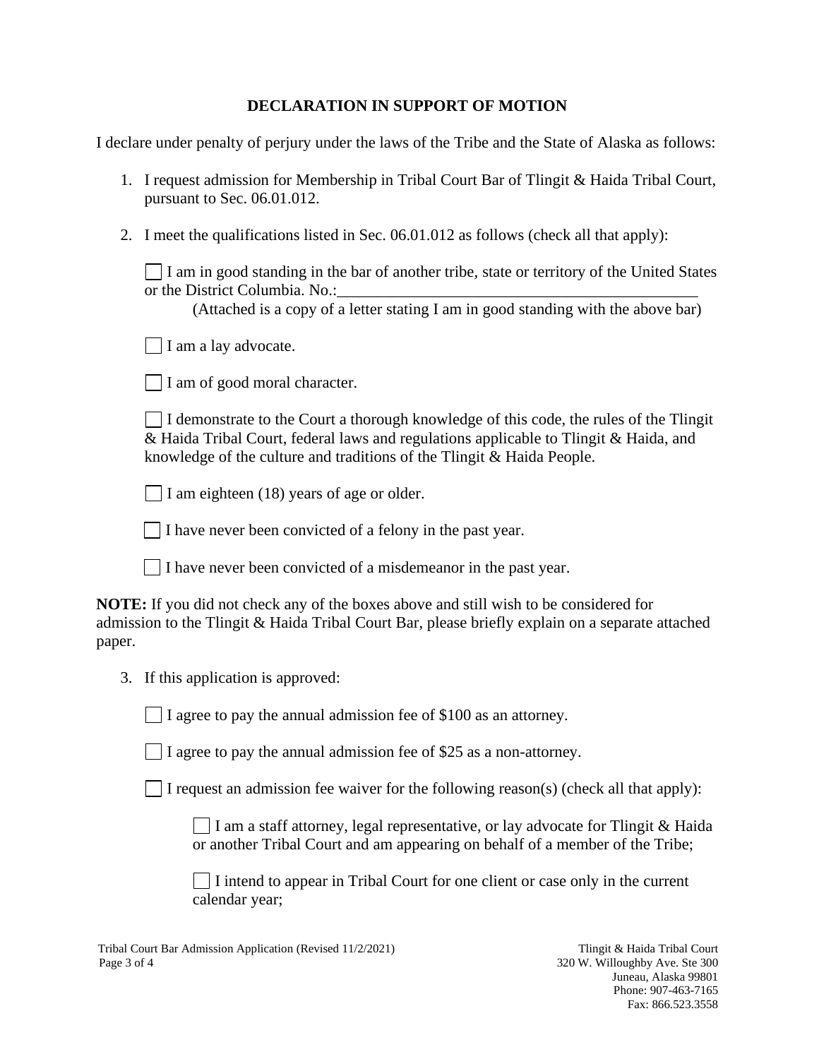## DECLARATION IN SUPPORT OF MOTION

I declare under penalty of perjury under the laws of the Tribe and the State of Alaska as follows:

1. I request admission for Membership in Tribal Court Bar of Tlingit & Haida Tribal Court, pursuant to Sec. 06.01.012.

2. I meet the qualifications listed in Sec. 06.01.012 as follows (check all that apply):

   ☐ I am in good standing in the bar of another tribe, state or territory of the United States or the District Columbia. No.:_______________________________________________
   (Attached is a copy of a letter stating I am in good standing with the above bar)

   ☐ I am a lay advocate.

   ☐ I am of good moral character.

   ☐ I demonstrate to the Court a thorough knowledge of this code, the rules of the Tlingit & Haida Tribal Court, federal laws and regulations applicable to Tlingit & Haida, and knowledge of the culture and traditions of the Tlingit & Haida People.

   ☐ I am eighteen (18) years of age or older.

   ☐ I have never been convicted of a felony in the past year.

   ☐ I have never been convicted of a misdemeanor in the past year.

**NOTE:** If you did not check any of the boxes above and still wish to be considered for admission to the Tlingit & Haida Tribal Court Bar, please briefly explain on a separate attached paper.

3. If this application is approved:

   ☐ I agree to pay the annual admission fee of $100 as an attorney.

   ☐ I agree to pay the annual admission fee of $25 as a non-attorney.

   ☐ I request an admission fee waiver for the following reason(s) (check all that apply):

      ☐ I am a staff attorney, legal representative, or lay advocate for Tlingit & Haida or another Tribal Court and am appearing on behalf of a member of the Tribe;

      ☐ I intend to appear in Tribal Court for one client or case only in the current calendar year;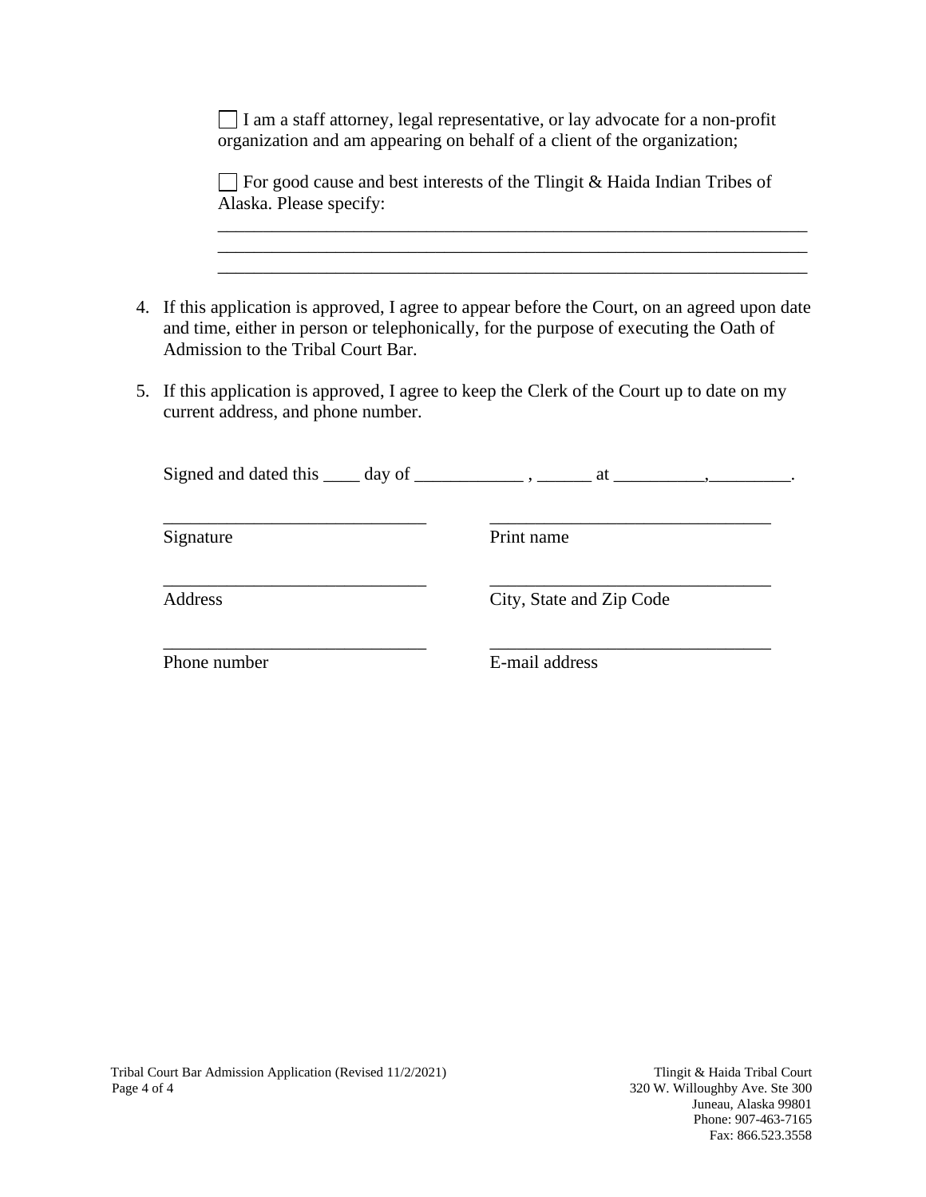☐ I am a staff attorney, legal representative, or lay advocate for a non-profit organization and am appearing on behalf of a client of the organization;

☐ For good cause and best interests of the Tlingit & Haida Indian Tribes of Alaska. Please specify:

_________________________________________________________________
_________________________________________________________________
_________________________________________________________________

4. If this application is approved, I agree to appear before the Court, on an agreed upon date and time, either in person or telephonically, for the purpose of executing the Oath of Admission to the Tribal Court Bar.

5. If this application is approved, I agree to keep the Clerk of the Court up to date on my current address, and phone number.

Signed and dated this ____ day of ____________ , ______ at __________,_________.

_____________________________ _______________________________
Signature Print name

_____________________________ _______________________________
Address City, State and Zip Code

_____________________________ _______________________________
Phone number E-mail address

Tlingit & Haida Tribal Court
320 W. Willoughby Ave. Ste 300
Juneau, Alaska 99801
Phone: 907-463-7165
Fax: 866.523.3558